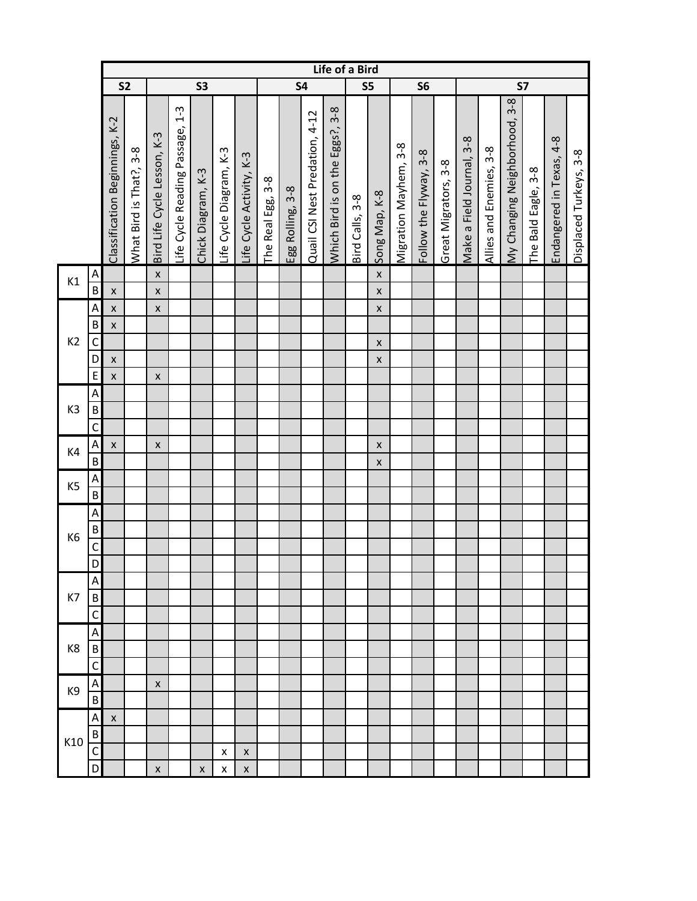| | | Life of a Bird | | | | | | | | | | | | | | | | | | | | | | | |
|---|---|---|---|---|---|---|---|---|---|---|---|---|---|---|---|---|---|---|---|---|---|---|---|---|---|
| | | S2 | | S3 | | | | | S4 | | | | S5 | | S6 | | | S7 | | | | | |
| | | Classification Beginnings, K-2 | What Bird is That?, 3-8 | Bird Life Cycle Lesson, K-3 | Life Cycle Reading Passage, 1-3 | Chick Diagram, K-3 | Life Cycle Diagram, K-3 | Life Cycle Activity, K-3 | The Real Egg, 3-8 | Egg Rolling, 3-8 | Quail CSI Nest Predation, 4-12 | Which Bird is on the Eggs?, 3-8 | Bird Calls, 3-8 | Song Map, K-8 | Migration Mayhem, 3-8 | Follow the Flyway, 3-8 | Great Migrators, 3-8 | Make a Field Journal, 3-8 | Allies and Enemies, 3-8 | My Changing Neighborhood, 3-8 | The Bald Eagle, 3-8 | Endangered in Texas, 4-8 | Displaced Turkeys, 3-8 |
| K1 | A | | | x | | | | | | | | | | x | | | | | | | | | |
| | B | x | | x | | | | | | | | | | x | | | | | | | | | |
| K2 | A | x | | x | | | | | | | | | | x | | | | | | | | | |
| | B | x | | | | | | | | | | | | | | | | | | | | | |
| | C | | | | | | | | | | | | | x | | | | | | | | | |
| | D | x | | | | | | | | | | | | x | | | | | | | | | |
| | E | x | | x | | | | | | | | | | | | | | | | | | | |
| K3 | A | | | | | | | | | | | | | | | | | | | | | | |
| | B | | | | | | | | | | | | | | | | | | | | | | |
| | C | | | | | | | | | | | | | | | | | | | | | | |
| K4 | A | x | | x | | | | | | | | | | x | | | | | | | | | |
| | B | | | | | | | | | | | | | x | | | | | | | | | |
| K5 | A | | | | | | | | | | | | | | | | | | | | | | |
| | B | | | | | | | | | | | | | | | | | | | | | | |
| K6 | A | | | | | | | | | | | | | | | | | | | | | | |
| | B | | | | | | | | | | | | | | | | | | | | | | |
| | C | | | | | | | | | | | | | | | | | | | | | | |
| | D | | | | | | | | | | | | | | | | | | | | | | |
| K7 | A | | | | | | | | | | | | | | | | | | | | | | |
| | B | | | | | | | | | | | | | | | | | | | | | | |
| | C | | | | | | | | | | | | | | | | | | | | | | |
| K8 | A | | | | | | | | | | | | | | | | | | | | | | |
| | B | | | | | | | | | | | | | | | | | | | | | | |
| | C | | | | | | | | | | | | | | | | | | | | | | |
| K9 | A | | | x | | | | | | | | | | | | | | | | | | | |
| | B | | | | | | | | | | | | | | | | | | | | | | |
| K10 | A | x | | | | | | | | | | | | | | | | | | | | | |
| | B | | | | | | | | | | | | | | | | | | | | | | |
| | C | | | | | | x | x | | | | | | | | | | | | | | | |
| | D | | | x | | x | x | x | | | | | | | | | | | | | | | |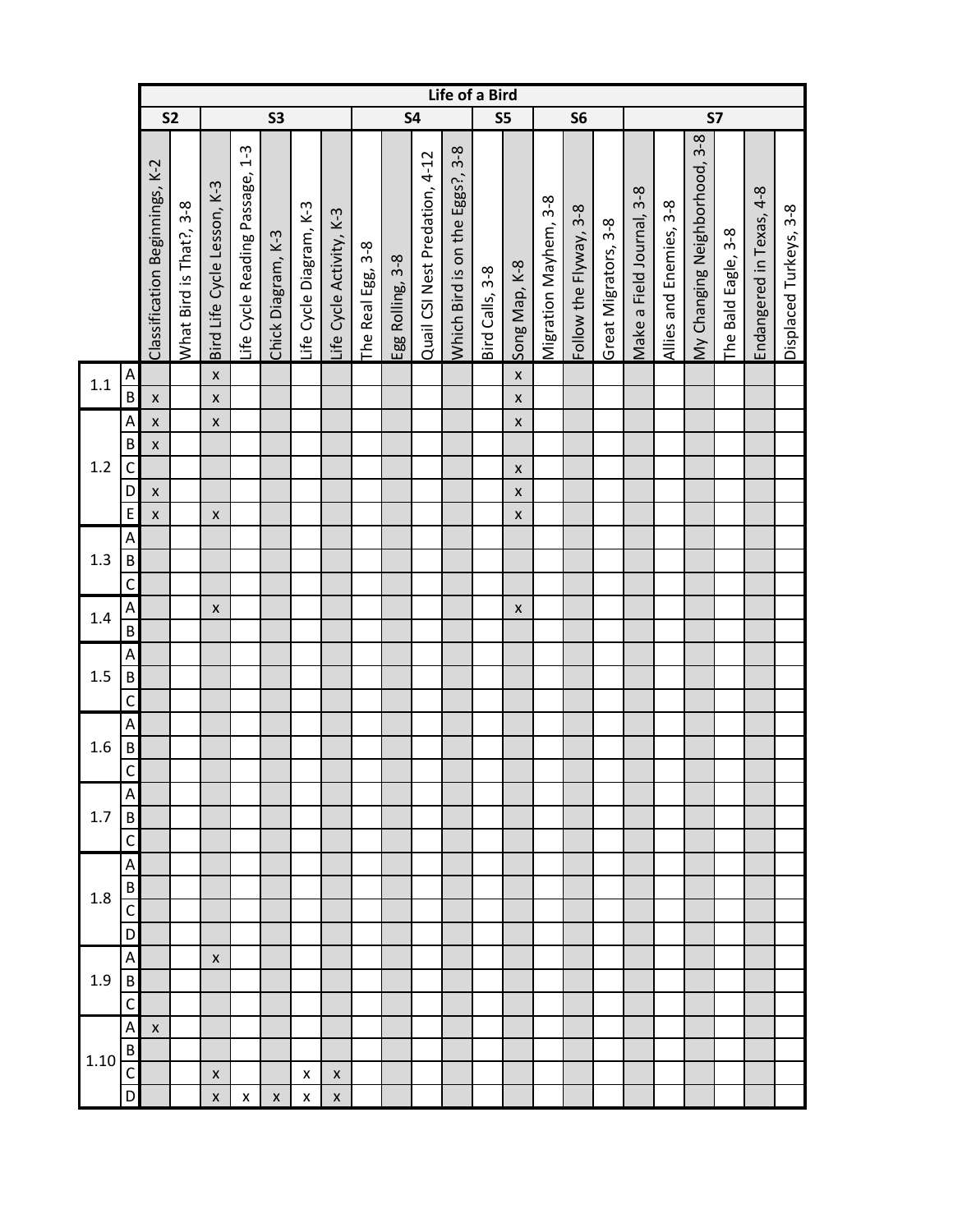| | | Life of a Bird | | | | | | | | | | | | | | | | | | | | | |
|---|---|---|---|---|---|---|---|---|---|---|---|---|---|---|---|---|---|---|---|---|---|---|---|
| | | S2 | | S3 | | | | | S4 | | | | S5 | | S6 | | | S7 | | | | | |
| | | Classification Beginnings, K-2 | What Bird is That?, 3-8 | Bird Life Cycle Lesson, K-3 | Life Cycle Reading Passage, 1-3 | Chick Diagram, K-3 | Life Cycle Diagram, K-3 | Life Cycle Activity, K-3 | The Real Egg, 3-8 | Egg Rolling, 3-8 | Quail CSI Nest Predation, 4-12 | Which Bird is on the Eggs?, 3-8 | Bird Calls, 3-8 | Song Map, K-8 | Migration Mayhem, 3-8 | Follow the Flyway, 3-8 | Great Migrators, 3-8 | Make a Field Journal, 3-8 | Allies and Enemies, 3-8 | My Changing Neighborhood, 3-8 | The Bald Eagle, 3-8 | Endangered in Texas, 4-8 | Displaced Turkeys, 3-8 |
| 1.1 | A | | | x | | | | | | | | | | x | | | | | | | | | |
| | B | x | | x | | | | | | | | | | x | | | | | | | | | |
| 1.2 | A | x | | x | | | | | | | | | | x | | | | | | | | | |
| | B | x | | | | | | | | | | | | | | | | | | | | | |
| | C | | | | | | | | | | | | | x | | | | | | | | | |
| | D | x | | | | | | | | | | | | x | | | | | | | | | |
| | E | x | | x | | | | | | | | | | x | | | | | | | | | |
| 1.3 | A | | | | | | | | | | | | | | | | | | | | | | |
| | B | | | | | | | | | | | | | | | | | | | | | | |
| | C | | | | | | | | | | | | | | | | | | | | | | |
| 1.4 | A | | | x | | | | | | | | | | x | | | | | | | | | |
| | B | | | | | | | | | | | | | | | | | | | | | | |
| 1.5 | A | | | | | | | | | | | | | | | | | | | | | | |
| | B | | | | | | | | | | | | | | | | | | | | | | |
| | C | | | | | | | | | | | | | | | | | | | | | | |
| 1.6 | A | | | | | | | | | | | | | | | | | | | | | | |
| | B | | | | | | | | | | | | | | | | | | | | | | |
| | C | | | | | | | | | | | | | | | | | | | | | | |
| 1.7 | A | | | | | | | | | | | | | | | | | | | | | | |
| | B | | | | | | | | | | | | | | | | | | | | | | |
| | C | | | | | | | | | | | | | | | | | | | | | | |
| 1.8 | A | | | | | | | | | | | | | | | | | | | | | | |
| | B | | | | | | | | | | | | | | | | | | | | | | |
| | C | | | | | | | | | | | | | | | | | | | | | | |
| | D | | | | | | | | | | | | | | | | | | | | | | |
| 1.9 | A | | | x | | | | | | | | | | | | | | | | | | | |
| | B | | | | | | | | | | | | | | | | | | | | | | |
| | C | | | | | | | | | | | | | | | | | | | | | | |
| 1.10 | A | x | | | | | | | | | | | | | | | | | | | | | |
| | B | | | | | | | | | | | | | | | | | | | | | | |
| | C | | | x | | | x | x | | | | | | | | | | | | | | | |
| | D | | | x | x | x | x | x | | | | | | | | | | | | | | | |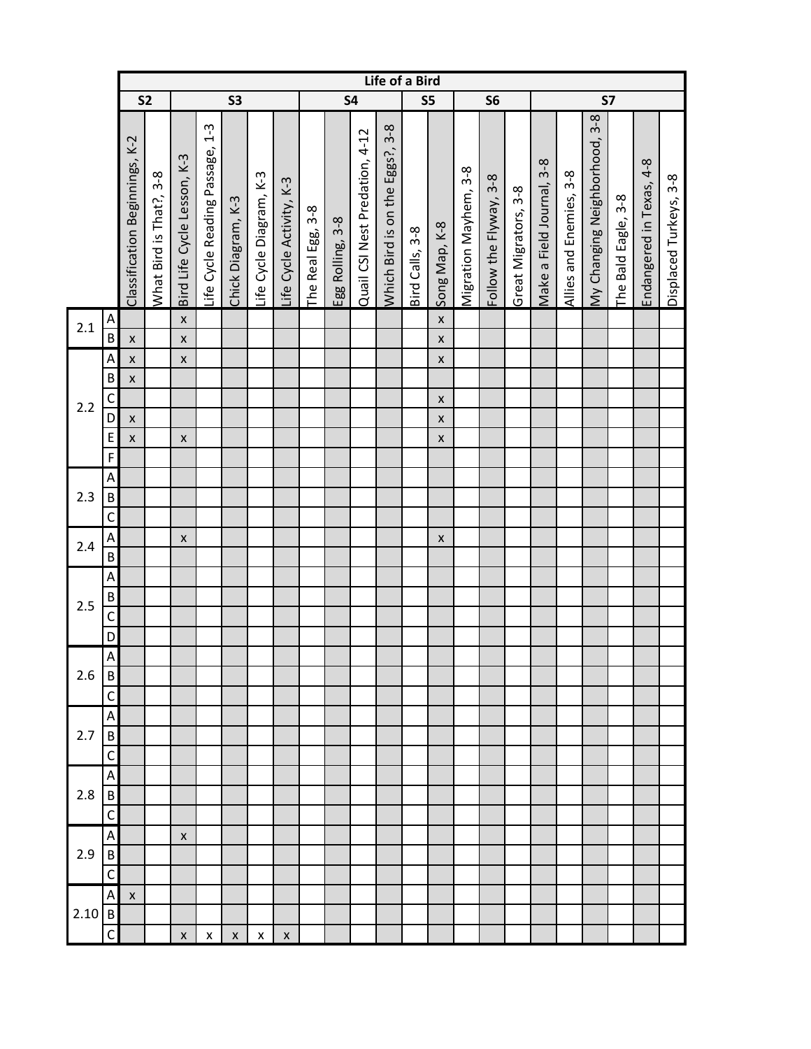| | | Life of a Bird | | | | | | | | | | | | | | | | | | | | | | |
|---|---|---|---|---|---|---|---|---|---|---|---|---|---|---|---|---|---|---|---|---|---|---|---|---|
| | | S2 | | S3 | | | | | S4 | | | | S5 | | S6 | | | S7 | | | | | | |
| | | Classification Beginnings, K-2 | What Bird is That?, 3-8 | Bird Life Cycle Lesson, K-3 | Life Cycle Reading Passage, 1-3 | Chick Diagram, K-3 | Life Cycle Diagram, K-3 | Life Cycle Activity, K-3 | The Real Egg, 3-8 | Egg Rolling, 3-8 | Quail CSI Nest Predation, 4-12 | Which Bird is on the Eggs?, 3-8 | Bird Calls, 3-8 | Song Map, K-8 | Migration Mayhem, 3-8 | Follow the Flyway, 3-8 | Great Migrators, 3-8 | Make a Field Journal, 3-8 | Allies and Enemies, 3-8 | My Changing Neighborhood, 3-8 | The Bald Eagle, 3-8 | Endangered in Texas, 4-8 | Displaced Turkeys, 3-8 |
| 2.1 | A | | | x | | | | | | | | | | x | | | | | | | | | |
| | B | x | | x | | | | | | | | | | x | | | | | | | | | |
| 2.2 | A | x | | x | | | | | | | | | | x | | | | | | | | | |
| | B | x | | | | | | | | | | | | | | | | | | | | | |
| | C | | | | | | | | | | | | | x | | | | | | | | | |
| | D | x | | | | | | | | | | | | x | | | | | | | | | |
| | E | x | | x | | | | | | | | | | x | | | | | | | | | |
| | F | | | | | | | | | | | | | | | | | | | | | | |
| 2.3 | A | | | | | | | | | | | | | | | | | | | | | | |
| | B | | | | | | | | | | | | | | | | | | | | | | |
| | C | | | | | | | | | | | | | | | | | | | | | | |
| 2.4 | A | | | x | | | | | | | | | | x | | | | | | | | | |
| | B | | | | | | | | | | | | | | | | | | | | | | |
| 2.5 | A | | | | | | | | | | | | | | | | | | | | | | |
| | B | | | | | | | | | | | | | | | | | | | | | | |
| | C | | | | | | | | | | | | | | | | | | | | | | |
| | D | | | | | | | | | | | | | | | | | | | | | | |
| 2.6 | A | | | | | | | | | | | | | | | | | | | | | | |
| | B | | | | | | | | | | | | | | | | | | | | | | |
| | C | | | | | | | | | | | | | | | | | | | | | | |
| 2.7 | A | | | | | | | | | | | | | | | | | | | | | | |
| | B | | | | | | | | | | | | | | | | | | | | | | |
| | C | | | | | | | | | | | | | | | | | | | | | | |
| 2.8 | A | | | | | | | | | | | | | | | | | | | | | | |
| | B | | | | | | | | | | | | | | | | | | | | | | |
| | C | | | | | | | | | | | | | | | | | | | | | | |
| 2.9 | A | | | x | | | | | | | | | | | | | | | | | | | |
| | B | | | | | | | | | | | | | | | | | | | | | | |
| | C | | | | | | | | | | | | | | | | | | | | | | |
| 2.10 | A | x | | | | | | | | | | | | | | | | | | | | | |
| | B | | | | | | | | | | | | | | | | | | | | | | |
| | C | | | x | x | x | x | x | | | | | | | | | | | | | | | |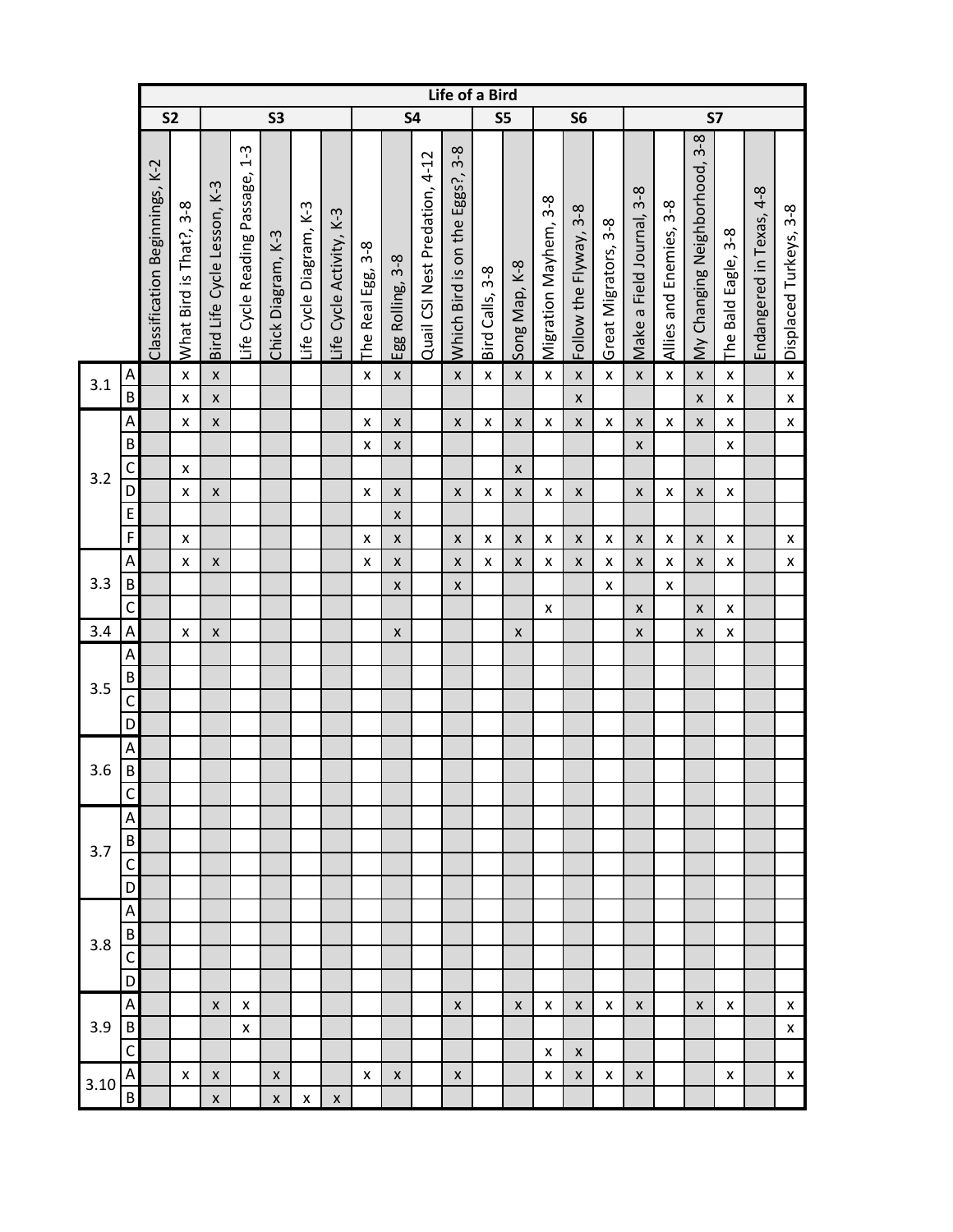| | | Life of a Bird | | | | | | | | | | | | | | | | | | | | | |
|---|---|---|---|---|---|---|---|---|---|---|---|---|---|---|---|---|---|---|---|---|---|---|---|
| | | S2 | | S3 | | | | | S4 | | | | S5 | | S6 | | | S7 | | | | | |
| | | Classification Beginnings, K-2 | What Bird is That?, 3-8 | Bird Life Cycle Lesson, K-3 | Life Cycle Reading Passage, 1-3 | Chick Diagram, K-3 | Life Cycle Diagram, K-3 | Life Cycle Activity, K-3 | The Real Egg, 3-8 | Egg Rolling, 3-8 | Quail CSI Nest Predation, 4-12 | Which Bird is on the Eggs?, 3-8 | Bird Calls, 3-8 | Song Map, K-8 | Migration Mayhem, 3-8 | Follow the Flyway, 3-8 | Great Migrators, 3-8 | Make a Field Journal, 3-8 | Allies and Enemies, 3-8 | My Changing Neighborhood, 3-8 | The Bald Eagle, 3-8 | Endangered in Texas, 4-8 | Displaced Turkeys, 3-8 |
| 3.1 | A | | x | x | | | | | x | x | | x | x | x | x | x | x | x | x | x | x | | x |
| | B | | x | x | | | | | | | | | | | | x | | | | x | x | | x |
| 3.2 | A | | x | x | | | | | x | x | | x | x | x | x | x | x | x | x | x | x | | x |
| | B | | | | | | | | x | x | | | | | | | | x | | | x | | |
| | C | | x | | | | | | | | | | | x | | | | | | | | | |
| | D | | x | x | | | | | x | x | | x | x | x | x | x | | x | x | x | x | | |
| | E | | | | | | | | | x | | | | | | | | | | | | | |
| | F | | x | | | | | | x | x | | x | x | x | x | x | x | x | x | x | x | | x |
| 3.3 | A | | x | x | | | | | x | x | | x | x | x | x | x | x | x | x | x | x | | x |
| | B | | | | | | | | | x | | x | | | | | x | | x | | | | |
| | C | | | | | | | | | | | | | | x | | | x | | x | x | | |
| 3.4 | A | | x | x | | | | | | x | | | | x | | | | x | | x | x | | |
| 3.5 | A | | | | | | | | | | | | | | | | | | | | | | |
| | B | | | | | | | | | | | | | | | | | | | | | | |
| | C | | | | | | | | | | | | | | | | | | | | | | |
| | D | | | | | | | | | | | | | | | | | | | | | | |
| 3.6 | A | | | | | | | | | | | | | | | | | | | | | | |
| | B | | | | | | | | | | | | | | | | | | | | | | |
| | C | | | | | | | | | | | | | | | | | | | | | | |
| 3.7 | A | | | | | | | | | | | | | | | | | | | | | | |
| | B | | | | | | | | | | | | | | | | | | | | | | |
| | C | | | | | | | | | | | | | | | | | | | | | | |
| | D | | | | | | | | | | | | | | | | | | | | | | |
| 3.8 | A | | | | | | | | | | | | | | | | | | | | | | |
| | B | | | | | | | | | | | | | | | | | | | | | | |
| | C | | | | | | | | | | | | | | | | | | | | | | |
| | D | | | | | | | | | | | | | | | | | | | | | | |
| 3.9 | A | | | x | x | | | | | | | x | | x | x | x | x | x | | x | x | | x |
| | B | | | | x | | | | | | | | | | | | | | | | | | x |
| | C | | | | | | | | | | | | | | x | x | | | | | | | |
| 3.10 | A | | x | x | | x | | | x | x | | x | | | x | x | x | x | | | x | | x |
| | B | | | x | | x | x | x | | | | | | | | | | | | | | | |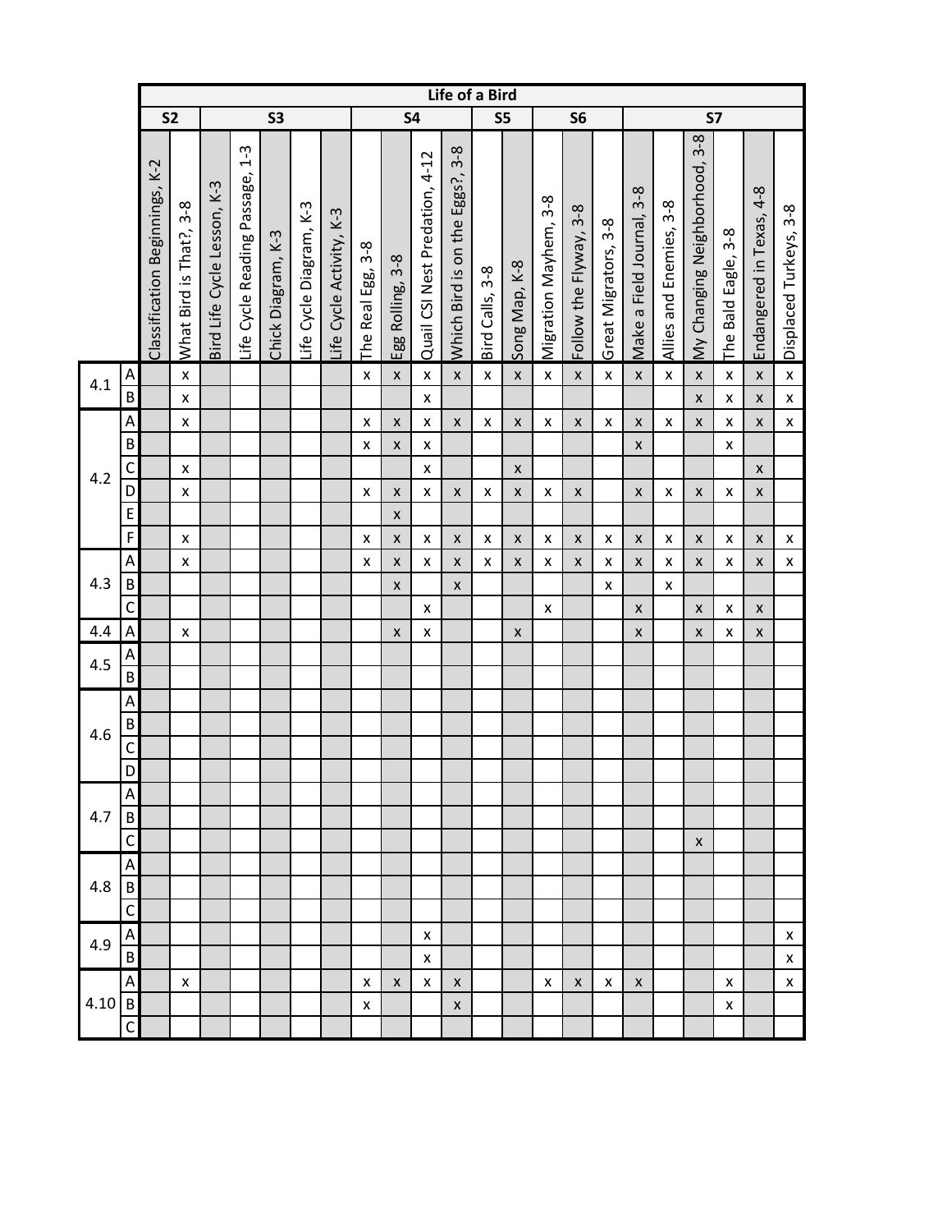| | | Life of a Bird | | | | | | | | | | | | | | | | | | | | | |
|---|---|---|---|---|---|---|---|---|---|---|---|---|---|---|---|---|---|---|---|---|---|---|---|
| | | S2 | | S3 | | | | | S4 | | | | S5 | | S6 | | | S7 | | | | | |
| | | Classification Beginnings, K-2 | What Bird is That?, 3-8 | Bird Life Cycle Lesson, K-3 | Life Cycle Reading Passage, 1-3 | Chick Diagram, K-3 | Life Cycle Diagram, K-3 | Life Cycle Activity, K-3 | The Real Egg, 3-8 | Egg Rolling, 3-8 | Quail CSI Nest Predation, 4-12 | Which Bird is on the Eggs?, 3-8 | Bird Calls, 3-8 | Song Map, K-8 | Migration Mayhem, 3-8 | Follow the Flyway, 3-8 | Great Migrators, 3-8 | Make a Field Journal, 3-8 | Allies and Enemies, 3-8 | My Changing Neighborhood, 3-8 | The Bald Eagle, 3-8 | Endangered in Texas, 4-8 | Displaced Turkeys, 3-8 |
| 4.1 | A | | x | | | | | | x | x | x | x | x | x | x | x | x | x | x | x | x | x | x |
| | B | | x | | | | | | | | x | | | | | | | | | x | x | x | x |
| 4.2 | A | | x | | | | | | x | x | x | x | x | x | x | x | x | x | x | x | x | x | x |
| | B | | | | | | | | x | x | x | | | | | | | x | | | x | | |
| | C | | x | | | | | | | | x | | | x | | | | | | | | x | |
| | D | | x | | | | | | x | x | x | x | x | x | x | x | | x | x | x | x | x | |
| | E | | | | | | | | | x | | | | | | | | | | | | | |
| | F | | x | | | | | | x | x | x | x | x | x | x | x | x | x | x | x | x | x | x |
| 4.3 | A | | x | | | | | | x | x | x | x | x | x | x | x | x | x | x | x | x | x | x |
| | B | | | | | | | | | x | | x | | | | | x | | x | | | | |
| | C | | | | | | | | | | x | | | | x | | | x | | x | x | x | |
| 4.4 | A | | x | | | | | | | x | x | | | x | | | | x | | x | x | x | |
| 4.5 | A | | | | | | | | | | | | | | | | | | | | | | |
| | B | | | | | | | | | | | | | | | | | | | | | | |
| 4.6 | A | | | | | | | | | | | | | | | | | | | | | | |
| | B | | | | | | | | | | | | | | | | | | | | | | |
| | C | | | | | | | | | | | | | | | | | | | | | | |
| | D | | | | | | | | | | | | | | | | | | | | | | |
| 4.7 | A | | | | | | | | | | | | | | | | | | | | | | |
| | B | | | | | | | | | | | | | | | | | | | | | | |
| | C | | | | | | | | | | | | | | | | | | | x | | | |
| 4.8 | A | | | | | | | | | | | | | | | | | | | | | | |
| | B | | | | | | | | | | | | | | | | | | | | | | |
| | C | | | | | | | | | | | | | | | | | | | | | | |
| 4.9 | A | | | | | | | | | | x | | | | | | | | | | | | x |
| | B | | | | | | | | | | x | | | | | | | | | | | | x |
| 4.10 | A | | x | | | | | | x | x | x | x | | | x | x | x | x | | | x | | x |
| | B | | | | | | | | x | | | x | | | | | | | | | x | | |
| | C | | | | | | | | | | | | | | | | | | | | | | |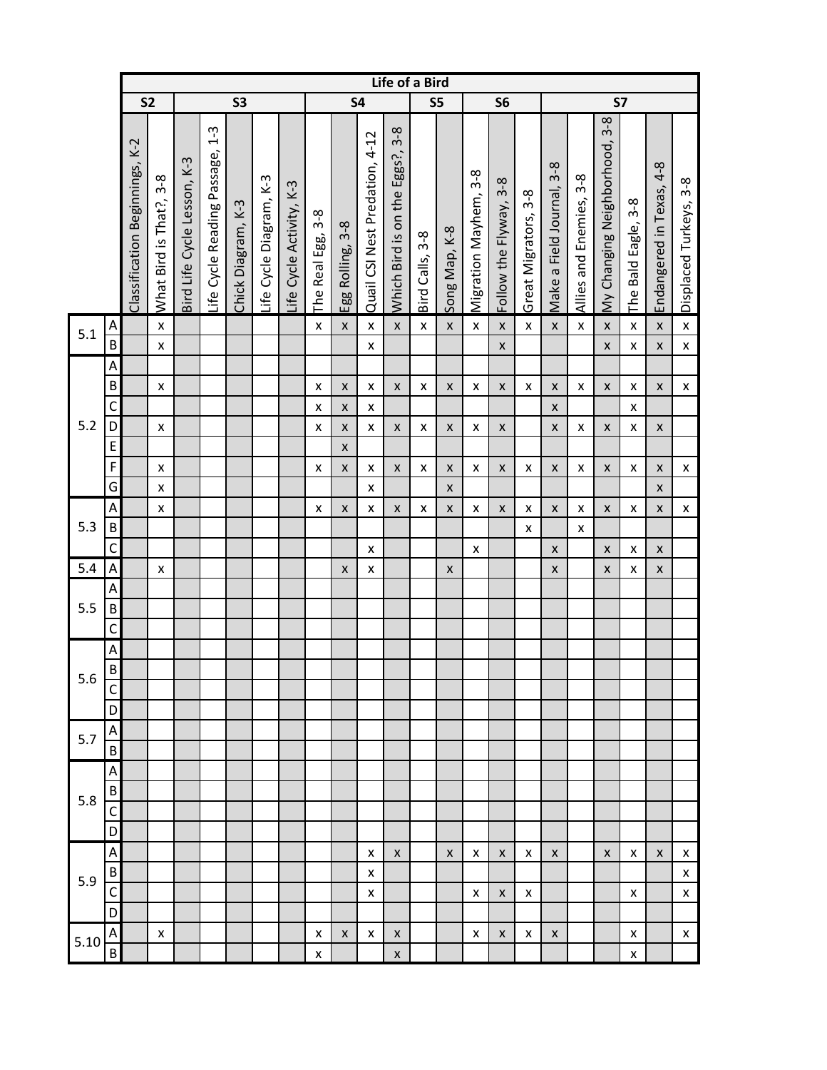| | | Life of a Bird | | | | | | | | | | | | | | | | | | | | | |
|---|---|---|---|---|---|---|---|---|---|---|---|---|---|---|---|---|---|---|---|---|---|---|---|
| | | S2 | | S3 | | | | | S4 | | | | S5 | | S6 | | | S7 | | | | | |
| | | Classification Beginnings, K-2 | What Bird is That?, 3-8 | Bird Life Cycle Lesson, K-3 | Life Cycle Reading Passage, 1-3 | Chick Diagram, K-3 | Life Cycle Diagram, K-3 | Life Cycle Activity, K-3 | The Real Egg, 3-8 | Egg Rolling, 3-8 | Quail CSI Nest Predation, 4-12 | Which Bird is on the Eggs?, 3-8 | Bird Calls, 3-8 | Song Map, K-8 | Migration Mayhem, 3-8 | Follow the Flyway, 3-8 | Great Migrators, 3-8 | Make a Field Journal, 3-8 | Allies and Enemies, 3-8 | My Changing Neighborhood, 3-8 | The Bald Eagle, 3-8 | Endangered in Texas, 4-8 | Displaced Turkeys, 3-8 |
| 5.1 | A | | x | | | | | | x | x | x | x | x | x | x | x | x | x | x | x | x | x | x |
| | B | | x | | | | | | | | x | | | | | x | | | | x | x | x | x |
| 5.2 | A | | | | | | | | | | | | | | | | | | | | | | |
| | B | | x | | | | | | x | x | x | x | x | x | x | x | x | x | x | x | x | x | x |
| | C | | | | | | | | x | x | x | | | | | | | x | | | x | | |
| | D | | x | | | | | | x | x | x | x | x | x | x | x | | x | x | x | x | x | |
| | E | | | | | | | | | x | | | | | | | | | | | | | |
| | F | | x | | | | | | x | x | x | x | x | x | x | x | x | x | x | x | x | x | x |
| | G | | x | | | | | | | | x | | | x | | | | | | | | x | |
| 5.3 | A | | x | | | | | | x | x | x | x | x | x | x | x | x | x | x | x | x | x | x |
| | B | | | | | | | | | | | | | | | | x | | x | | | | |
| | C | | | | | | | | | | x | | | | x | | | x | | x | x | x | |
| 5.4 | A | | x | | | | | | | x | x | | | x | | | | x | | x | x | x | |
| 5.5 | A | | | | | | | | | | | | | | | | | | | | | | |
| | B | | | | | | | | | | | | | | | | | | | | | | |
| | C | | | | | | | | | | | | | | | | | | | | | | |
| 5.6 | A | | | | | | | | | | | | | | | | | | | | | | |
| | B | | | | | | | | | | | | | | | | | | | | | | |
| | C | | | | | | | | | | | | | | | | | | | | | | |
| | D | | | | | | | | | | | | | | | | | | | | | | |
| 5.7 | A | | | | | | | | | | | | | | | | | | | | | | |
| | B | | | | | | | | | | | | | | | | | | | | | | |
| 5.8 | A | | | | | | | | | | | | | | | | | | | | | | |
| | B | | | | | | | | | | | | | | | | | | | | | | |
| | C | | | | | | | | | | | | | | | | | | | | | | |
| | D | | | | | | | | | | | | | | | | | | | | | | |
| 5.9 | A | | | | | | | | | | x | x | | x | x | x | x | x | | x | x | x | x |
| | B | | | | | | | | | | x | | | | | | | | | | | | x |
| | C | | | | | | | | | | x | | | | x | x | x | | | | x | | x |
| | D | | | | | | | | | | | | | | | | | | | | | | |
| 5.10 | A | | x | | | | | | x | x | x | x | | | x | x | x | x | | | x | | x |
| | B | | | | | | | | x | | | x | | | | | | | | | x | | |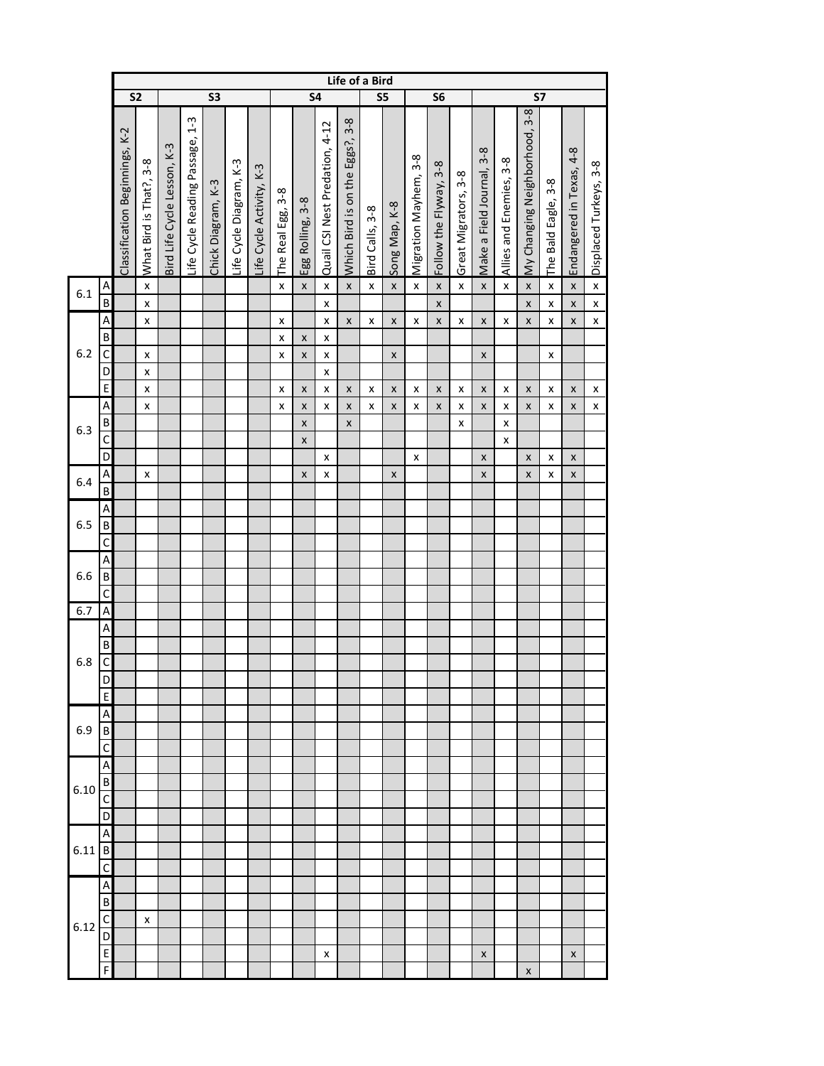| | | Life of a Bird | | | | | | | | | | | | | | | | | | | | | |
|---|---|---|---|---|---|---|---|---|---|---|---|---|---|---|---|---|---|---|---|---|---|---|---|
| | | S2 | | S3 | | | | | S4 | | | | S5 | | S6 | | | S7 | | | | | |
| | | Classification Beginnings, K-2 | What Bird is That?, 3-8 | Bird Life Cycle Lesson, K-3 | Life Cycle Reading Passage, 1-3 | Chick Diagram, K-3 | Life Cycle Diagram, K-3 | Life Cycle Activity, K-3 | The Real Egg, 3-8 | Egg Rolling, 3-8 | Quail CSI Nest Predation, 4-12 | Which Bird is on the Eggs?, 3-8 | Bird Calls, 3-8 | Song Map, K-8 | Migration Mayhem, 3-8 | Follow the Flyway, 3-8 | Great Migrators, 3-8 | Make a Field Journal, 3-8 | Allies and Enemies, 3-8 | My Changing Neighborhood, 3-8 | The Bald Eagle, 3-8 | Endangered in Texas, 4-8 | Displaced Turkeys, 3-8 |
| 6.1 | A | | x | | | | | | x | x | x | x | x | x | x | x | x | x | x | x | x | x | x |
| | B | | x | | | | | | | | x | | | | | x | | | | x | x | x | x |
| 6.2 | A | | x | | | | | | x | | x | x | x | x | x | x | x | x | x | x | x | x | x |
| | B | | | | | | | | x | x | x | | | | | | | | | | | | |
| | C | | x | | | | | | x | x | x | | | x | | | | x | | | x | | |
| | D | | x | | | | | | | | x | | | | | | | | | | | | |
| | E | | x | | | | | | x | x | x | x | x | x | x | x | x | x | x | x | x | x | x |
| 6.3 | A | | x | | | | | | x | x | x | x | x | x | x | x | x | x | x | x | x | x | x |
| | B | | | | | | | | | x | | x | | | | | x | | x | | | | |
| | C | | | | | | | | | x | | | | | | | | | x | | | | |
| | D | | | | | | | | | | x | | | | x | | | x | | x | x | x | |
| 6.4 | A | | x | | | | | | | x | x | | | x | | | | x | | x | x | x | |
| | B | | | | | | | | | | | | | | | | | | | | | | |
| 6.5 | A | | | | | | | | | | | | | | | | | | | | | | |
| | B | | | | | | | | | | | | | | | | | | | | | | |
| | C | | | | | | | | | | | | | | | | | | | | | | |
| 6.6 | A | | | | | | | | | | | | | | | | | | | | | | |
| | B | | | | | | | | | | | | | | | | | | | | | | |
| | C | | | | | | | | | | | | | | | | | | | | | | |
| 6.7 | A | | | | | | | | | | | | | | | | | | | | | | |
| 6.8 | A | | | | | | | | | | | | | | | | | | | | | | |
| | B | | | | | | | | | | | | | | | | | | | | | | |
| | C | | | | | | | | | | | | | | | | | | | | | | |
| | D | | | | | | | | | | | | | | | | | | | | | | |
| | E | | | | | | | | | | | | | | | | | | | | | | |
| 6.9 | A | | | | | | | | | | | | | | | | | | | | | | |
| | B | | | | | | | | | | | | | | | | | | | | | | |
| | C | | | | | | | | | | | | | | | | | | | | | | |
| 6.10 | A | | | | | | | | | | | | | | | | | | | | | | |
| | B | | | | | | | | | | | | | | | | | | | | | | |
| | C | | | | | | | | | | | | | | | | | | | | | | |
| | D | | | | | | | | | | | | | | | | | | | | | | |
| 6.11 | A | | | | | | | | | | | | | | | | | | | | | | |
| | B | | | | | | | | | | | | | | | | | | | | | | |
| | C | | | | | | | | | | | | | | | | | | | | | | |
| 6.12 | A | | | | | | | | | | | | | | | | | | | | | | |
| | B | | | | | | | | | | | | | | | | | | | | | | |
| | C | | x | | | | | | | | | | | | | | | | | | | | |
| | D | | | | | | | | | | | | | | | | | | | | | | |
| | E | | | | | | | | | | x | | | | | | | x | | | | x | |
| | F | | | | | | | | | | | | | | | | | | | x | | | |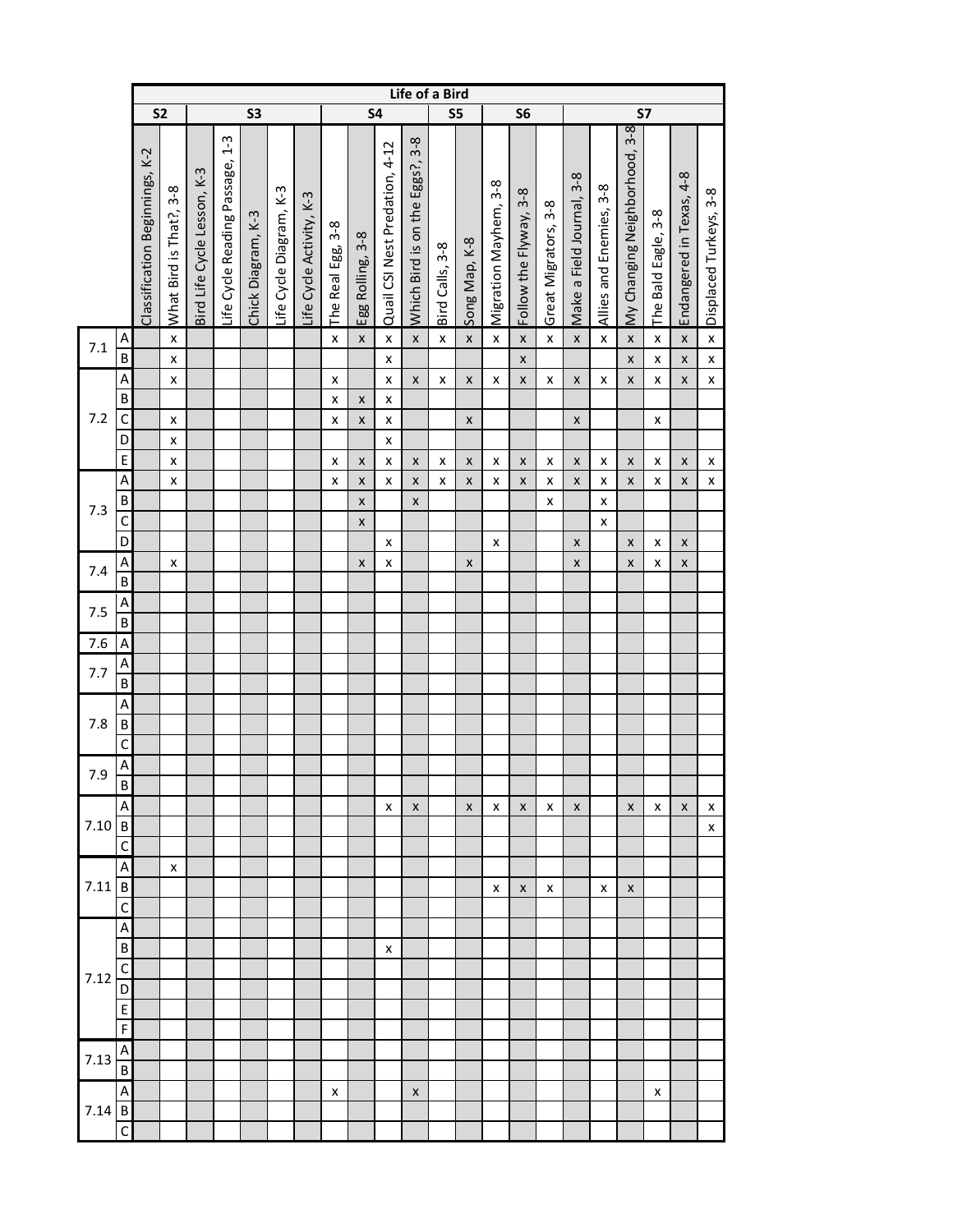| | | Life of a Bird | | | | | | | | | | | | | | | | | | | | | |
|---|---|---|---|---|---|---|---|---|---|---|---|---|---|---|---|---|---|---|---|---|---|---|---|
| | | S2 | | S3 | | | | | S4 | | | | S5 | | S6 | | | S7 | | | | | |
| | | Classification Beginnings, K-2 | What Bird is That?, 3-8 | Bird Life Cycle Lesson, K-3 | Life Cycle Reading Passage, 1-3 | Chick Diagram, K-3 | Life Cycle Diagram, K-3 | Life Cycle Activity, K-3 | The Real Egg, 3-8 | Egg Rolling, 3-8 | Quail CSI Nest Predation, 4-12 | Which Bird is on the Eggs?, 3-8 | Bird Calls, 3-8 | Song Map, K-8 | Migration Mayhem, 3-8 | Follow the Flyway, 3-8 | Great Migrators, 3-8 | Make a Field Journal, 3-8 | Allies and Enemies, 3-8 | My Changing Neighborhood, 3-8 | The Bald Eagle, 3-8 | Endangered in Texas, 4-8 | Displaced Turkeys, 3-8 |
| 7.1 | A | | x | | | | | | x | x | x | x | x | x | x | x | x | x | x | x | x | x | x |
| | B | | x | | | | | | | | x | | | | | x | | | | x | x | x | x |
| 7.2 | A | | x | | | | | | x | | x | x | x | x | x | x | x | x | x | x | x | x | x |
| | B | | | | | | | | x | x | x | | | | | | | | | | | | |
| | C | | x | | | | | | x | x | x | | | x | | | | x | | | x | | |
| | D | | x | | | | | | | | x | | | | | | | | | | | | |
| | E | | x | | | | | | x | x | x | x | x | x | x | x | x | x | x | x | x | x | x |
| 7.3 | A | | x | | | | | | x | x | x | x | x | x | x | x | x | x | x | x | x | x | x |
| | B | | | | | | | | | x | | x | | | | | x | | x | | | | |
| | C | | | | | | | | | x | | | | | | | | | x | | | | |
| | D | | | | | | | | | | x | | | | x | | | x | | x | x | x | |
| 7.4 | A | | x | | | | | | | x | x | | | x | | | | x | | x | x | x | |
| | B | | | | | | | | | | | | | | | | | | | | | | |
| 7.5 | A | | | | | | | | | | | | | | | | | | | | | | |
| | B | | | | | | | | | | | | | | | | | | | | | | |
| 7.6 | A | | | | | | | | | | | | | | | | | | | | | | |
| 7.7 | A | | | | | | | | | | | | | | | | | | | | | | |
| | B | | | | | | | | | | | | | | | | | | | | | | |
| 7.8 | A | | | | | | | | | | | | | | | | | | | | | | |
| | B | | | | | | | | | | | | | | | | | | | | | | |
| | C | | | | | | | | | | | | | | | | | | | | | | |
| 7.9 | A | | | | | | | | | | | | | | | | | | | | | | |
| | B | | | | | | | | | | | | | | | | | | | | | | |
| 7.10 | A | | | | | | | | | | x | x | | x | x | x | x | x | | x | x | x | x |
| | B | | | | | | | | | | | | | | | | | | | | | | x |
| | C | | | | | | | | | | | | | | | | | | | | | | |
| 7.11 | A | | x | | | | | | | | | | | | | | | | | | | | |
| | B | | | | | | | | | | | | | | x | x | x | | x | x | | | |
| | C | | | | | | | | | | | | | | | | | | | | | | |
| 7.12 | A | | | | | | | | | | | | | | | | | | | | | | |
| | B | | | | | | | | | | x | | | | | | | | | | | | |
| | C | | | | | | | | | | | | | | | | | | | | | | |
| | D | | | | | | | | | | | | | | | | | | | | | | |
| | E | | | | | | | | | | | | | | | | | | | | | | |
| | F | | | | | | | | | | | | | | | | | | | | | | |
| 7.13 | A | | | | | | | | | | | | | | | | | | | | | | |
| | B | | | | | | | | | | | | | | | | | | | | | | |
| 7.14 | A | | | | | | | | x | | | x | | | | | | | | | x | | |
| | B | | | | | | | | | | | | | | | | | | | | | | |
| | C | | | | | | | | | | | | | | | | | | | | | | |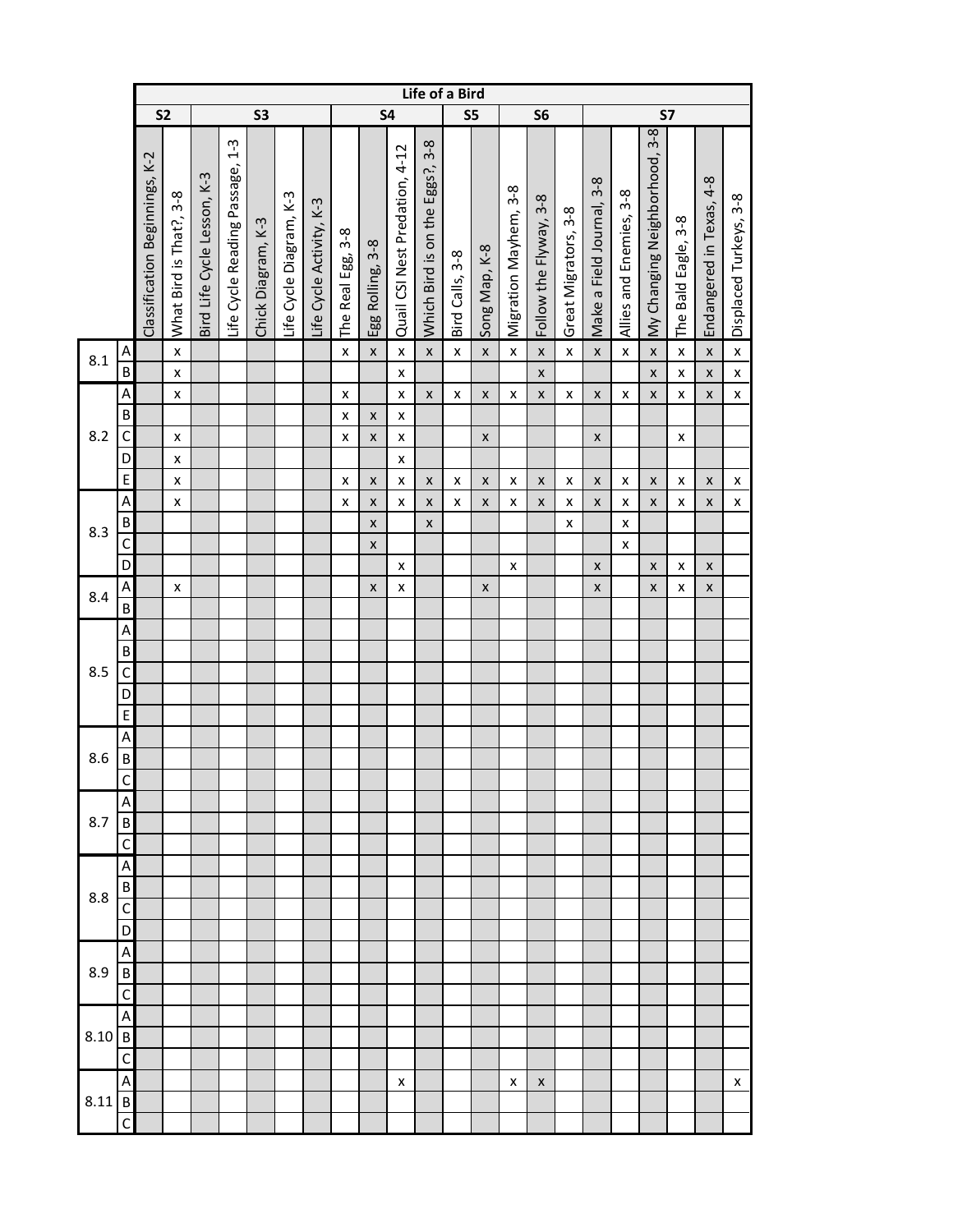| | | Life of a Bird | | | | | | | | | | | | | | | | | | | | | |
|---|---|---|---|---|---|---|---|---|---|---|---|---|---|---|---|---|---|---|---|---|---|---|---|
| | | S2 | | S3 | | | | | S4 | | | | S5 | | S6 | | | S7 | | | | | |
| | | Classification Beginnings, K-2 | What Bird is That?, 3-8 | Bird Life Cycle Lesson, K-3 | Life Cycle Reading Passage, 1-3 | Chick Diagram, K-3 | Life Cycle Diagram, K-3 | Life Cycle Activity, K-3 | The Real Egg, 3-8 | Egg Rolling, 3-8 | Quail CSI Nest Predation, 4-12 | Which Bird is on the Eggs?, 3-8 | Bird Calls, 3-8 | Song Map, K-8 | Migration Mayhem, 3-8 | Follow the Flyway, 3-8 | Great Migrators, 3-8 | Make a Field Journal, 3-8 | Allies and Enemies, 3-8 | My Changing Neighborhood, 3-8 | The Bald Eagle, 3-8 | Endangered in Texas, 4-8 | Displaced Turkeys, 3-8 |
| 8.1 | A | | x | | | | | | x | x | x | x | x | x | x | x | x | x | x | x | x | x | x |
| | B | | x | | | | | | | | x | | | | | x | | | | x | x | x | x |
| 8.2 | A | | x | | | | | | x | x | x | x | x | x | x | x | x | x | x | x | x | x | x |
| | B | | | | | | | | x | x | x | | | | | | | | | | | | |
| | C | | x | | | | | | x | x | x | | | x | | | | x | | | x | | |
| | D | | x | | | | | | | | x | | | | | | | | | | | | |
| | E | | x | | | | | | x | x | x | x | x | x | x | x | x | x | x | x | x | x | x |
| 8.3 | A | | x | | | | | | x | x | x | x | x | x | x | x | x | x | x | x | x | x | x |
| | B | | | | | | | | | x | | x | | | | | x | | x | | | | |
| | C | | | | | | | | | x | | | | | | | | | x | | | | |
| | D | | | | | | | | | | x | | | | x | | | x | | x | x | x | |
| 8.4 | A | | x | | | | | | | x | x | | | x | | | | x | | x | x | x | |
| | B | | | | | | | | | | | | | | | | | | | | | | |
| 8.5 | A | | | | | | | | | | | | | | | | | | | | | | |
| | B | | | | | | | | | | | | | | | | | | | | | | |
| | C | | | | | | | | | | | | | | | | | | | | | | |
| | D | | | | | | | | | | | | | | | | | | | | | | |
| | E | | | | | | | | | | | | | | | | | | | | | | |
| 8.6 | A | | | | | | | | | | | | | | | | | | | | | | |
| | B | | | | | | | | | | | | | | | | | | | | | | |
| | C | | | | | | | | | | | | | | | | | | | | | | |
| 8.7 | A | | | | | | | | | | | | | | | | | | | | | | |
| | B | | | | | | | | | | | | | | | | | | | | | | |
| | C | | | | | | | | | | | | | | | | | | | | | | |
| 8.8 | A | | | | | | | | | | | | | | | | | | | | | | |
| | B | | | | | | | | | | | | | | | | | | | | | | |
| | C | | | | | | | | | | | | | | | | | | | | | | |
| | D | | | | | | | | | | | | | | | | | | | | | | |
| 8.9 | A | | | | | | | | | | | | | | | | | | | | | | |
| | B | | | | | | | | | | | | | | | | | | | | | | |
| | C | | | | | | | | | | | | | | | | | | | | | | |
| 8.10 | A | | | | | | | | | | | | | | | | | | | | | | |
| | B | | | | | | | | | | | | | | | | | | | | | | |
| | C | | | | | | | | | | | | | | | | | | | | | | |
| 8.11 | A | | | | | | | | | | x | | | | x | x | | | | | | | x |
| | B | | | | | | | | | | | | | | | | | | | | | | |
| | C | | | | | | | | | | | | | | | | | | | | | | |